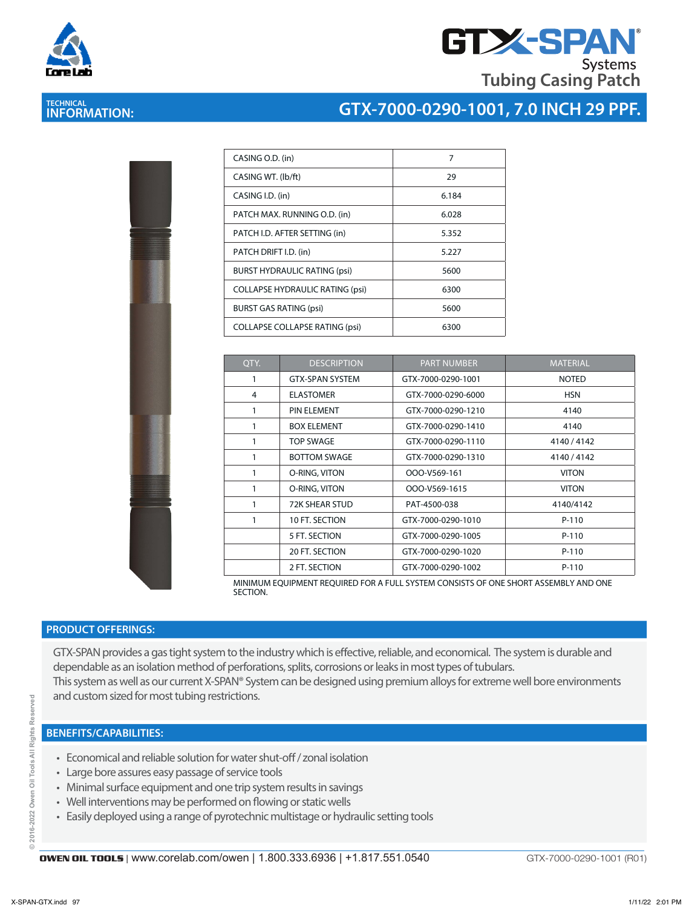# GTX-SPAN® Systems Tubing Casing Patch

## TECHNICAL INFORMATION: GTX-7000-0290-1001, 7.0 INCH 29 PPF.

| | |
|---|---|
| CASING O.D. (in) | 7 |
| CASING WT. (lb/ft) | 29 |
| CASING I.D. (in) | 6.184 |
| PATCH MAX. RUNNING O.D. (in) | 6.028 |
| PATCH I.D. AFTER SETTING (in) | 5.352 |
| PATCH DRIFT I.D. (in) | 5.227 |
| BURST HYDRAULIC RATING (psi) | 5600 |
| COLLAPSE HYDRAULIC RATING (psi) | 6300 |
| BURST GAS RATING (psi) | 5600 |
| COLLAPSE COLLAPSE RATING (psi) | 6300 |

| QTY. | DESCRIPTION | PART NUMBER | MATERIAL |
|---|---|---|---|
| 1 | GTX-SPAN SYSTEM | GTX-7000-0290-1001 | NOTED |
| 4 | ELASTOMER | GTX-7000-0290-6000 | HSN |
| 1 | PIN ELEMENT | GTX-7000-0290-1210 | 4140 |
| 1 | BOX ELEMENT | GTX-7000-0290-1410 | 4140 |
| 1 | TOP SWAGE | GTX-7000-0290-1110 | 4140 / 4142 |
| 1 | BOTTOM SWAGE | GTX-7000-0290-1310 | 4140 / 4142 |
| 1 | O-RING, VITON | OOO-V569-161 | VITON |
| 1 | O-RING, VITON | OOO-V569-1615 | VITON |
| 1 | 72K SHEAR STUD | PAT-4500-038 | 4140/4142 |
| 1 | 10 FT. SECTION | GTX-7000-0290-1010 | P-110 |
| | 5 FT. SECTION | GTX-7000-0290-1005 | P-110 |
| | 20 FT. SECTION | GTX-7000-0290-1020 | P-110 |
| | 2 FT. SECTION | GTX-7000-0290-1002 | P-110 |

MINIMUM EQUIPMENT REQUIRED FOR A FULL SYSTEM CONSISTS OF ONE SHORT ASSEMBLY AND ONE SECTION.

## PRODUCT OFFERINGS:

GTX-SPAN provides a gas tight system to the industry which is effective, reliable, and economical. The system is durable and dependable as an isolation method of perforations, splits, corrosions or leaks in most types of tubulars.
This system as well as our current X-SPAN® System can be designed using premium alloys for extreme well bore environments and custom sized for most tubing restrictions.

## BENEFITS/CAPABILITIES:

- Economical and reliable solution for water shut-off / zonal isolation
- Large bore assures easy passage of service tools
- Minimal surface equipment and one trip system results in savings
- Well interventions may be performed on flowing or static wells
- Easily deployed using a range of pyrotechnic multistage or hydraulic setting tools

© 2016-2022 Owen Oil Tools All Rights Reserved

OWEN OIL TOOLS | www.corelab.com/owen | 1.800.333.6936 | +1.817.551.0540 GTX-7000-0290-1001 (R01)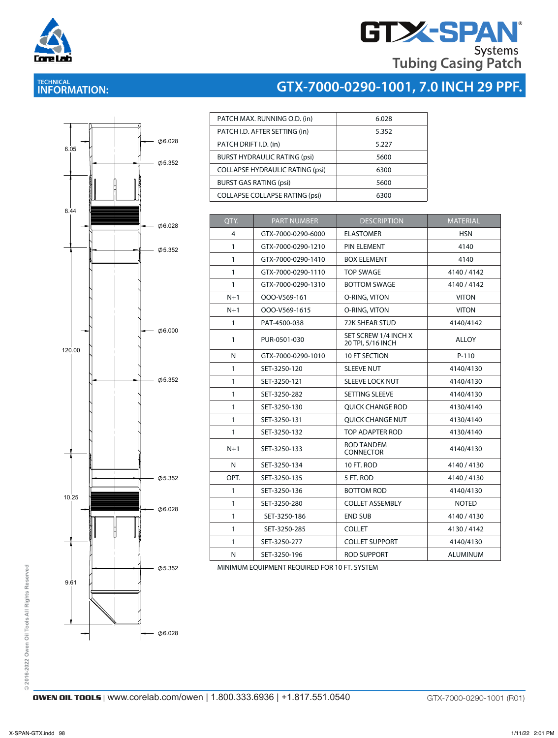# GTX-SPAN® Systems Tubing Casing Patch

## TECHNICAL INFORMATION: GTX-7000-0290-1001, 7.0 INCH 29 PPF.

| | |
|---|---|
| PATCH MAX. RUNNING O.D. (in) | 6.028 |
| PATCH I.D. AFTER SETTING (in) | 5.352 |
| PATCH DRIFT I.D. (in) | 5.227 |
| BURST HYDRAULIC RATING (psi) | 5600 |
| COLLAPSE HYDRAULIC RATING (psi) | 6300 |
| BURST GAS RATING (psi) | 5600 |
| COLLAPSE COLLAPSE RATING (psi) | 6300 |

| QTY. | PART NUMBER | DESCRIPTION | MATERIAL |
|---|---|---|---|
| 4 | GTX-7000-0290-6000 | ELASTOMER | HSN |
| 1 | GTX-7000-0290-1210 | PIN ELEMENT | 4140 |
| 1 | GTX-7000-0290-1410 | BOX ELEMENT | 4140 |
| 1 | GTX-7000-0290-1110 | TOP SWAGE | 4140 / 4142 |
| 1 | GTX-7000-0290-1310 | BOTTOM SWAGE | 4140 / 4142 |
| N+1 | OOO-V569-161 | O-RING, VITON | VITON |
| N+1 | OOO-V569-1615 | O-RING, VITON | VITON |
| 1 | PAT-4500-038 | 72K SHEAR STUD | 4140/4142 |
| 1 | PUR-0501-030 | SET SCREW 1/4 INCH X 20 TPI, 5/16 INCH | ALLOY |
| N | GTX-7000-0290-1010 | 10 FT SECTION | P-110 |
| 1 | SET-3250-120 | SLEEVE NUT | 4140/4130 |
| 1 | SET-3250-121 | SLEEVE LOCK NUT | 4140/4130 |
| 1 | SET-3250-282 | SETTING SLEEVE | 4140/4130 |
| 1 | SET-3250-130 | QUICK CHANGE ROD | 4130/4140 |
| 1 | SET-3250-131 | QUICK CHANGE NUT | 4130/4140 |
| 1 | SET-3250-132 | TOP ADAPTER ROD | 4130/4140 |
| N+1 | SET-3250-133 | ROD TANDEM CONNECTOR | 4140/4130 |
| N | SET-3250-134 | 10 FT. ROD | 4140 / 4130 |
| OPT. | SET-3250-135 | 5 FT. ROD | 4140 / 4130 |
| 1 | SET-3250-136 | BOTTOM ROD | 4140/4130 |
| 1 | SET-3250-280 | COLLET ASSEMBLY | NOTED |
| 1 | SET-3250-186 | END SUB | 4140 / 4130 |
| 1 | SET-3250-285 | COLLET | 4130 / 4142 |
| 1 | SET-3250-277 | COLLET SUPPORT | 4140/4130 |
| N | SET-3250-196 | ROD SUPPORT | ALUMINUM |

MINIMUM EQUIPMENT REQUIRED FOR 10 FT. SYSTEM

Drawing dimensions: 6.05, 8.44, 120.00, 10.25, 9.61; Ø6.028, Ø5.352, Ø6.028, Ø5.352, Ø6.000, Ø5.352, Ø5.352, Ø6.028, Ø5.352, Ø6.028

© 2016-2022 Owen Oil Tools All Rights Reserved

**OWEN OIL TOOLS** | www.corelab.com/owen | 1.800.333.6936 | +1.817.551.0540

GTX-7000-0290-1001 (R01)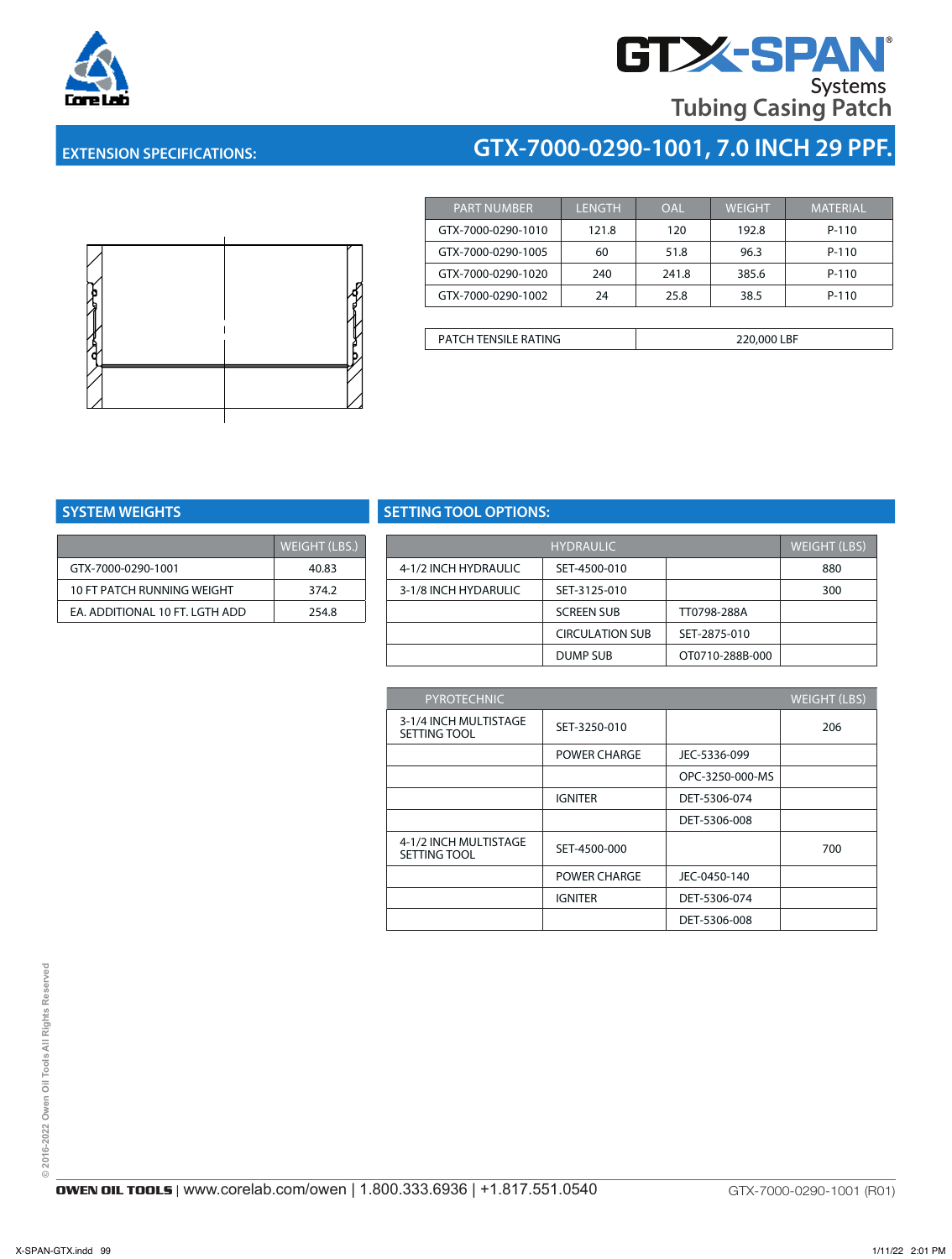GTX-SPAN® Systems

Tubing Casing Patch

## EXTENSION SPECIFICATIONS:

## GTX-7000-0290-1001, 7.0 INCH 29 PPF.

| PART NUMBER | LENGTH | OAL | WEIGHT | MATERIAL |
|---|---|---|---|---|
| GTX-7000-0290-1010 | 121.8 | 120 | 192.8 | P-110 |
| GTX-7000-0290-1005 | 60 | 51.8 | 96.3 | P-110 |
| GTX-7000-0290-1020 | 240 | 241.8 | 385.6 | P-110 |
| GTX-7000-0290-1002 | 24 | 25.8 | 38.5 | P-110 |

| | |
|---|---|
| PATCH TENSILE RATING | 220,000 LBF |

## SYSTEM WEIGHTS

| | WEIGHT (LBS.) |
|---|---|
| GTX-7000-0290-1001 | 40.83 |
| 10 FT PATCH RUNNING WEIGHT | 374.2 |
| EA. ADDITIONAL 10 FT. LGTH ADD | 254.8 |

## SETTING TOOL OPTIONS:

| HYDRAULIC | | | WEIGHT (LBS) |
|---|---|---|---|
| 4-1/2 INCH HYDRAULIC | SET-4500-010 | | 880 |
| 3-1/8 INCH HYDARULIC | SET-3125-010 | | 300 |
| | SCREEN SUB | TT0798-288A | |
| | CIRCULATION SUB | SET-2875-010 | |
| | DUMP SUB | OT0710-288B-000 | |

| PYROTECHNIC | | | WEIGHT (LBS) |
|---|---|---|---|
| 3-1/4 INCH MULTISTAGE SETTING TOOL | SET-3250-010 | | 206 |
| | POWER CHARGE | JEC-5336-099 | |
| | | OPC-3250-000-MS | |
| | IGNITER | DET-5306-074 | |
| | | DET-5306-008 | |
| 4-1/2 INCH MULTISTAGE SETTING TOOL | SET-4500-000 | | 700 |
| | POWER CHARGE | JEC-0450-140 | |
| | IGNITER | DET-5306-074 | |
| | | DET-5306-008 | |

© 2016-2022 Owen Oil Tools All Rights Reserved

OWEN OIL TOOLS | www.corelab.com/owen | 1.800.333.6936 | +1.817.551.0540

GTX-7000-0290-1001 (R01)